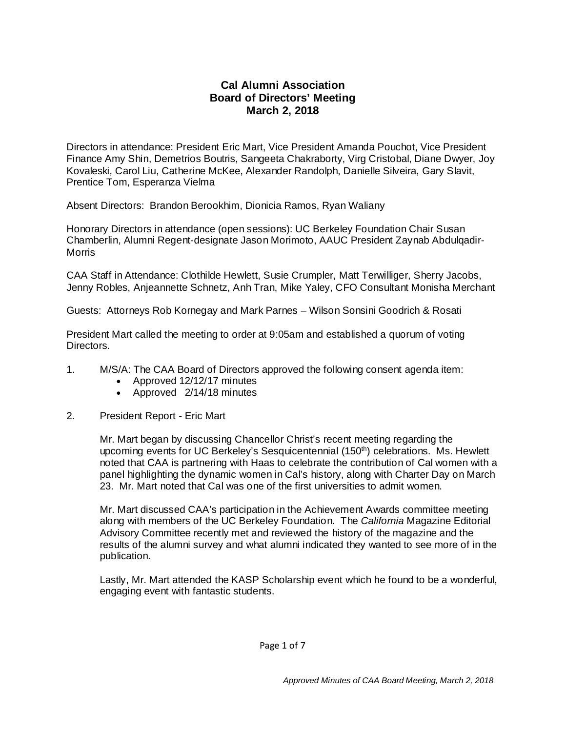# Cal Alumni Association
## Board of Directors' Meeting
## March 2, 2018

Directors in attendance: President Eric Mart, Vice President Amanda Pouchot, Vice President Finance Amy Shin, Demetrios Boutris, Sangeeta Chakraborty, Virg Cristobal, Diane Dwyer, Joy Kovaleski, Carol Liu, Catherine McKee, Alexander Randolph, Danielle Silveira, Gary Slavit, Prentice Tom, Esperanza Vielma

Absent Directors: Brandon Berookhim, Dionicia Ramos, Ryan Waliany

Honorary Directors in attendance (open sessions): UC Berkeley Foundation Chair Susan Chamberlin, Alumni Regent-designate Jason Morimoto, AAUC President Zaynab Abdulqadir-Morris

CAA Staff in Attendance: Clothilde Hewlett, Susie Crumpler, Matt Terwilliger, Sherry Jacobs, Jenny Robles, Anjeannette Schnetz, Anh Tran, Mike Yaley, CFO Consultant Monisha Merchant

Guests: Attorneys Rob Kornegay and Mark Parnes – Wilson Sonsini Goodrich & Rosati

President Mart called the meeting to order at 9:05am and established a quorum of voting Directors.

1. M/S/A: The CAA Board of Directors approved the following consent agenda item:
   - Approved 12/12/17 minutes
   - Approved 2/14/18 minutes

2. President Report - Eric Mart

   Mr. Mart began by discussing Chancellor Christ's recent meeting regarding the upcoming events for UC Berkeley's Sesquicentennial (150th) celebrations. Ms. Hewlett noted that CAA is partnering with Haas to celebrate the contribution of Cal women with a panel highlighting the dynamic women in Cal's history, along with Charter Day on March 23. Mr. Mart noted that Cal was one of the first universities to admit women.

   Mr. Mart discussed CAA's participation in the Achievement Awards committee meeting along with members of the UC Berkeley Foundation. The *California* Magazine Editorial Advisory Committee recently met and reviewed the history of the magazine and the results of the alumni survey and what alumni indicated they wanted to see more of in the publication.

   Lastly, Mr. Mart attended the KASP Scholarship event which he found to be a wonderful, engaging event with fantastic students.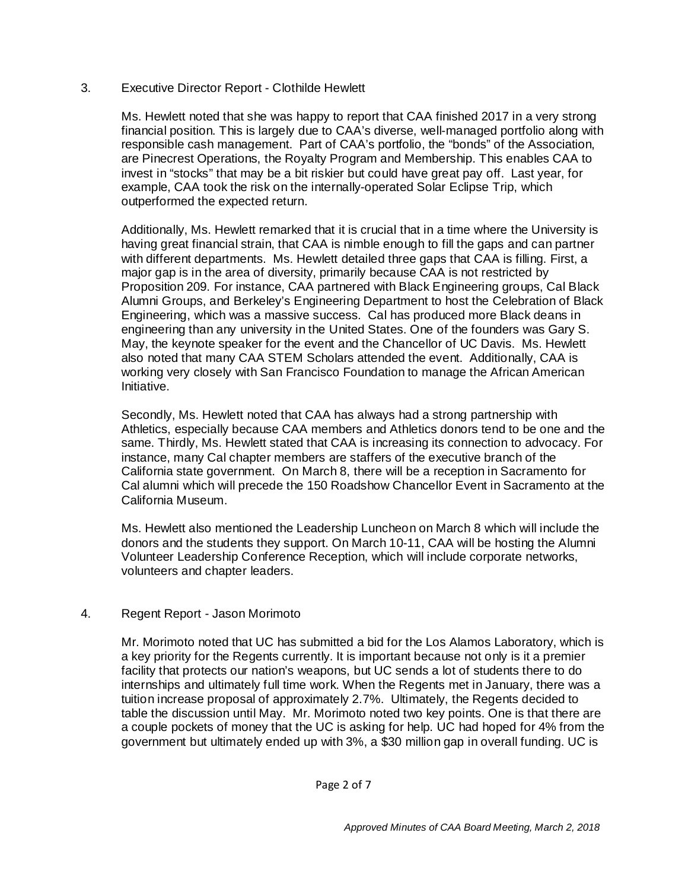## 3. Executive Director Report - Clothilde Hewlett

Ms. Hewlett noted that she was happy to report that CAA finished 2017 in a very strong financial position. This is largely due to CAA's diverse, well-managed portfolio along with responsible cash management. Part of CAA's portfolio, the "bonds" of the Association, are Pinecrest Operations, the Royalty Program and Membership. This enables CAA to invest in "stocks" that may be a bit riskier but could have great pay off. Last year, for example, CAA took the risk on the internally-operated Solar Eclipse Trip, which outperformed the expected return.

Additionally, Ms. Hewlett remarked that it is crucial that in a time where the University is having great financial strain, that CAA is nimble enough to fill the gaps and can partner with different departments. Ms. Hewlett detailed three gaps that CAA is filling. First, a major gap is in the area of diversity, primarily because CAA is not restricted by Proposition 209. For instance, CAA partnered with Black Engineering groups, Cal Black Alumni Groups, and Berkeley's Engineering Department to host the Celebration of Black Engineering, which was a massive success. Cal has produced more Black deans in engineering than any university in the United States. One of the founders was Gary S. May, the keynote speaker for the event and the Chancellor of UC Davis. Ms. Hewlett also noted that many CAA STEM Scholars attended the event. Additionally, CAA is working very closely with San Francisco Foundation to manage the African American Initiative.

Secondly, Ms. Hewlett noted that CAA has always had a strong partnership with Athletics, especially because CAA members and Athletics donors tend to be one and the same. Thirdly, Ms. Hewlett stated that CAA is increasing its connection to advocacy. For instance, many Cal chapter members are staffers of the executive branch of the California state government. On March 8, there will be a reception in Sacramento for Cal alumni which will precede the 150 Roadshow Chancellor Event in Sacramento at the California Museum.

Ms. Hewlett also mentioned the Leadership Luncheon on March 8 which will include the donors and the students they support. On March 10-11, CAA will be hosting the Alumni Volunteer Leadership Conference Reception, which will include corporate networks, volunteers and chapter leaders.

## 4. Regent Report - Jason Morimoto

Mr. Morimoto noted that UC has submitted a bid for the Los Alamos Laboratory, which is a key priority for the Regents currently. It is important because not only is it a premier facility that protects our nation's weapons, but UC sends a lot of students there to do internships and ultimately full time work. When the Regents met in January, there was a tuition increase proposal of approximately 2.7%. Ultimately, the Regents decided to table the discussion until May. Mr. Morimoto noted two key points. One is that there are a couple pockets of money that the UC is asking for help. UC had hoped for 4% from the government but ultimately ended up with 3%, a $30 million gap in overall funding. UC is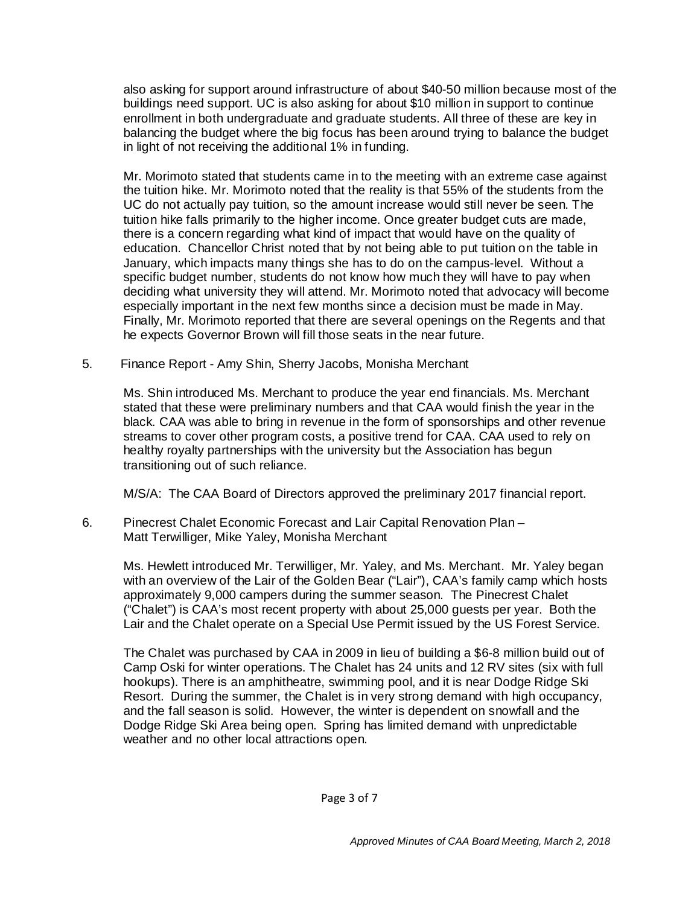also asking for support around infrastructure of about $40-50 million because most of the buildings need support. UC is also asking for about $10 million in support to continue enrollment in both undergraduate and graduate students. All three of these are key in balancing the budget where the big focus has been around trying to balance the budget in light of not receiving the additional 1% in funding.

Mr. Morimoto stated that students came in to the meeting with an extreme case against the tuition hike. Mr. Morimoto noted that the reality is that 55% of the students from the UC do not actually pay tuition, so the amount increase would still never be seen. The tuition hike falls primarily to the higher income. Once greater budget cuts are made, there is a concern regarding what kind of impact that would have on the quality of education. Chancellor Christ noted that by not being able to put tuition on the table in January, which impacts many things she has to do on the campus-level. Without a specific budget number, students do not know how much they will have to pay when deciding what university they will attend. Mr. Morimoto noted that advocacy will become especially important in the next few months since a decision must be made in May. Finally, Mr. Morimoto reported that there are several openings on the Regents and that he expects Governor Brown will fill those seats in the near future.

5. Finance Report - Amy Shin, Sherry Jacobs, Monisha Merchant

Ms. Shin introduced Ms. Merchant to produce the year end financials. Ms. Merchant stated that these were preliminary numbers and that CAA would finish the year in the black. CAA was able to bring in revenue in the form of sponsorships and other revenue streams to cover other program costs, a positive trend for CAA. CAA used to rely on healthy royalty partnerships with the university but the Association has begun transitioning out of such reliance.

M/S/A: The CAA Board of Directors approved the preliminary 2017 financial report.

6. Pinecrest Chalet Economic Forecast and Lair Capital Renovation Plan – Matt Terwilliger, Mike Yaley, Monisha Merchant

Ms. Hewlett introduced Mr. Terwilliger, Mr. Yaley, and Ms. Merchant. Mr. Yaley began with an overview of the Lair of the Golden Bear ("Lair"), CAA's family camp which hosts approximately 9,000 campers during the summer season. The Pinecrest Chalet ("Chalet") is CAA's most recent property with about 25,000 guests per year. Both the Lair and the Chalet operate on a Special Use Permit issued by the US Forest Service.

The Chalet was purchased by CAA in 2009 in lieu of building a $6-8 million build out of Camp Oski for winter operations. The Chalet has 24 units and 12 RV sites (six with full hookups). There is an amphitheatre, swimming pool, and it is near Dodge Ridge Ski Resort. During the summer, the Chalet is in very strong demand with high occupancy, and the fall season is solid. However, the winter is dependent on snowfall and the Dodge Ridge Ski Area being open. Spring has limited demand with unpredictable weather and no other local attractions open.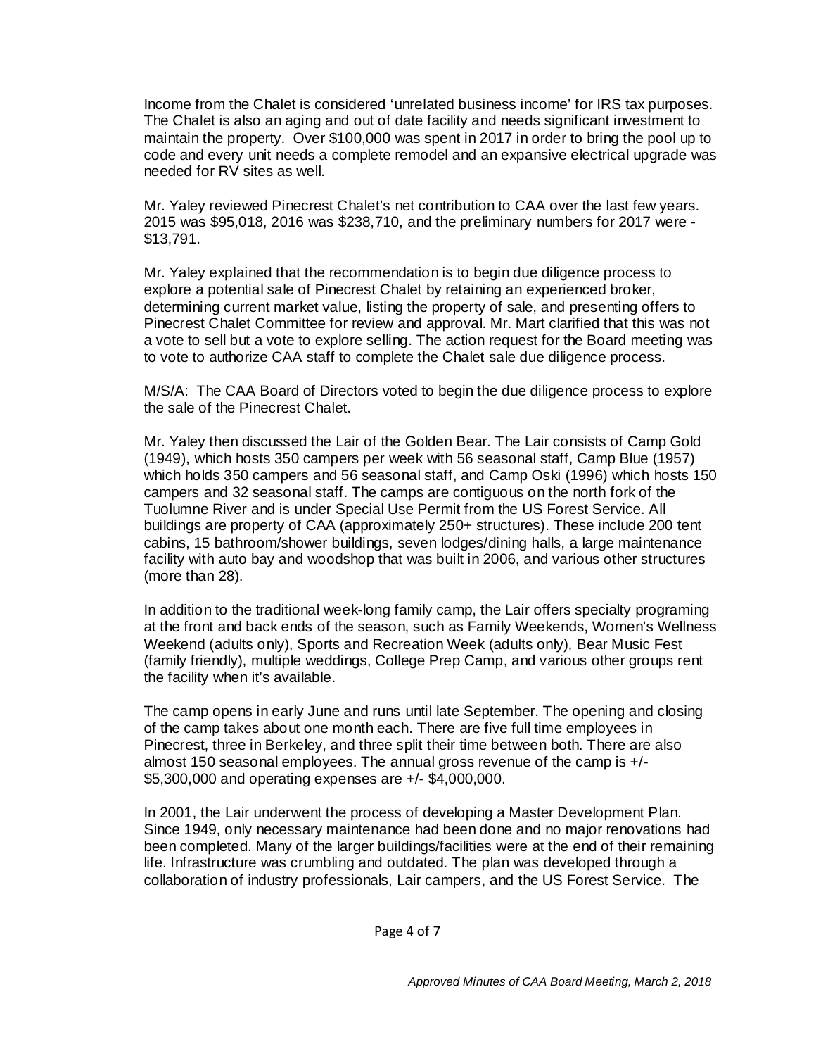Income from the Chalet is considered 'unrelated business income' for IRS tax purposes. The Chalet is also an aging and out of date facility and needs significant investment to maintain the property. Over $100,000 was spent in 2017 in order to bring the pool up to code and every unit needs a complete remodel and an expansive electrical upgrade was needed for RV sites as well.

Mr. Yaley reviewed Pinecrest Chalet's net contribution to CAA over the last few years. 2015 was $95,018, 2016 was $238,710, and the preliminary numbers for 2017 were -$13,791.

Mr. Yaley explained that the recommendation is to begin due diligence process to explore a potential sale of Pinecrest Chalet by retaining an experienced broker, determining current market value, listing the property of sale, and presenting offers to Pinecrest Chalet Committee for review and approval. Mr. Mart clarified that this was not a vote to sell but a vote to explore selling. The action request for the Board meeting was to vote to authorize CAA staff to complete the Chalet sale due diligence process.

M/S/A: The CAA Board of Directors voted to begin the due diligence process to explore the sale of the Pinecrest Chalet.

Mr. Yaley then discussed the Lair of the Golden Bear. The Lair consists of Camp Gold (1949), which hosts 350 campers per week with 56 seasonal staff, Camp Blue (1957) which holds 350 campers and 56 seasonal staff, and Camp Oski (1996) which hosts 150 campers and 32 seasonal staff. The camps are contiguous on the north fork of the Tuolumne River and is under Special Use Permit from the US Forest Service. All buildings are property of CAA (approximately 250+ structures). These include 200 tent cabins, 15 bathroom/shower buildings, seven lodges/dining halls, a large maintenance facility with auto bay and woodshop that was built in 2006, and various other structures (more than 28).

In addition to the traditional week-long family camp, the Lair offers specialty programing at the front and back ends of the season, such as Family Weekends, Women's Wellness Weekend (adults only), Sports and Recreation Week (adults only), Bear Music Fest (family friendly), multiple weddings, College Prep Camp, and various other groups rent the facility when it's available.

The camp opens in early June and runs until late September. The opening and closing of the camp takes about one month each. There are five full time employees in Pinecrest, three in Berkeley, and three split their time between both. There are also almost 150 seasonal employees. The annual gross revenue of the camp is +/- $5,300,000 and operating expenses are +/- $4,000,000.

In 2001, the Lair underwent the process of developing a Master Development Plan. Since 1949, only necessary maintenance had been done and no major renovations had been completed. Many of the larger buildings/facilities were at the end of their remaining life. Infrastructure was crumbling and outdated. The plan was developed through a collaboration of industry professionals, Lair campers, and the US Forest Service. The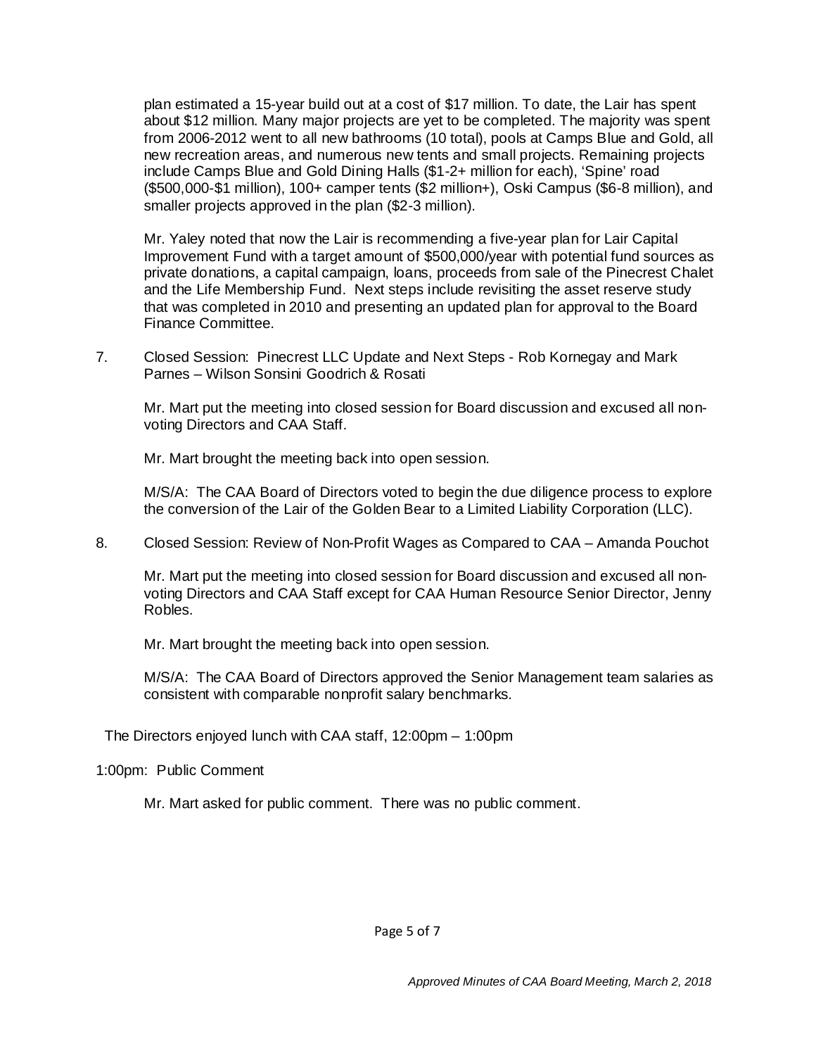plan estimated a 15-year build out at a cost of $17 million. To date, the Lair has spent about $12 million. Many major projects are yet to be completed. The majority was spent from 2006-2012 went to all new bathrooms (10 total), pools at Camps Blue and Gold, all new recreation areas, and numerous new tents and small projects. Remaining projects include Camps Blue and Gold Dining Halls ($1-2+ million for each), 'Spine' road ($500,000-$1 million), 100+ camper tents ($2 million+), Oski Campus ($6-8 million), and smaller projects approved in the plan ($2-3 million).

Mr. Yaley noted that now the Lair is recommending a five-year plan for Lair Capital Improvement Fund with a target amount of $500,000/year with potential fund sources as private donations, a capital campaign, loans, proceeds from sale of the Pinecrest Chalet and the Life Membership Fund. Next steps include revisiting the asset reserve study that was completed in 2010 and presenting an updated plan for approval to the Board Finance Committee.

7. Closed Session: Pinecrest LLC Update and Next Steps - Rob Kornegay and Mark Parnes – Wilson Sonsini Goodrich & Rosati

   Mr. Mart put the meeting into closed session for Board discussion and excused all non-voting Directors and CAA Staff.

   Mr. Mart brought the meeting back into open session.

   M/S/A: The CAA Board of Directors voted to begin the due diligence process to explore the conversion of the Lair of the Golden Bear to a Limited Liability Corporation (LLC).

8. Closed Session: Review of Non-Profit Wages as Compared to CAA – Amanda Pouchot

   Mr. Mart put the meeting into closed session for Board discussion and excused all non-voting Directors and CAA Staff except for CAA Human Resource Senior Director, Jenny Robles.

   Mr. Mart brought the meeting back into open session.

   M/S/A: The CAA Board of Directors approved the Senior Management team salaries as consistent with comparable nonprofit salary benchmarks.

The Directors enjoyed lunch with CAA staff, 12:00pm – 1:00pm

1:00pm: Public Comment

Mr. Mart asked for public comment. There was no public comment.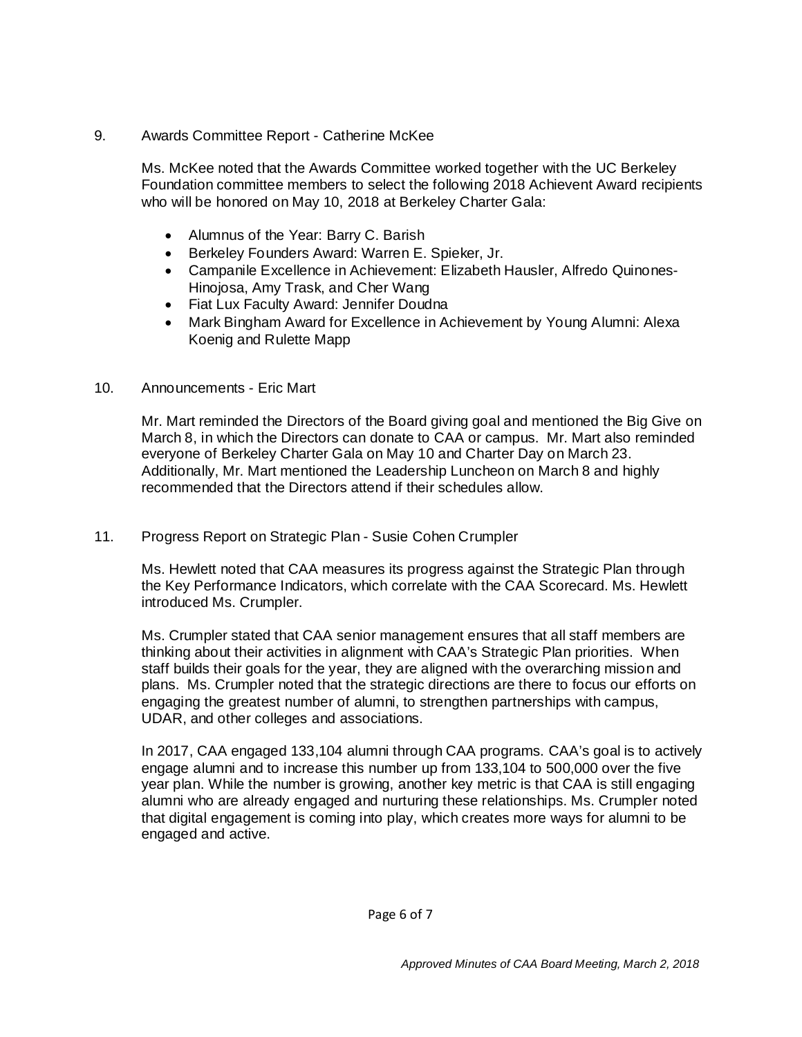9. Awards Committee Report - Catherine McKee

Ms. McKee noted that the Awards Committee worked together with the UC Berkeley Foundation committee members to select the following 2018 Achievent Award recipients who will be honored on May 10, 2018 at Berkeley Charter Gala:

- Alumnus of the Year: Barry C. Barish
- Berkeley Founders Award: Warren E. Spieker, Jr.
- Campanile Excellence in Achievement: Elizabeth Hausler, Alfredo Quinones-Hinojosa, Amy Trask, and Cher Wang
- Fiat Lux Faculty Award: Jennifer Doudna
- Mark Bingham Award for Excellence in Achievement by Young Alumni: Alexa Koenig and Rulette Mapp

10. Announcements - Eric Mart

Mr. Mart reminded the Directors of the Board giving goal and mentioned the Big Give on March 8, in which the Directors can donate to CAA or campus. Mr. Mart also reminded everyone of Berkeley Charter Gala on May 10 and Charter Day on March 23. Additionally, Mr. Mart mentioned the Leadership Luncheon on March 8 and highly recommended that the Directors attend if their schedules allow.

11. Progress Report on Strategic Plan - Susie Cohen Crumpler

Ms. Hewlett noted that CAA measures its progress against the Strategic Plan through the Key Performance Indicators, which correlate with the CAA Scorecard. Ms. Hewlett introduced Ms. Crumpler.

Ms. Crumpler stated that CAA senior management ensures that all staff members are thinking about their activities in alignment with CAA's Strategic Plan priorities. When staff builds their goals for the year, they are aligned with the overarching mission and plans. Ms. Crumpler noted that the strategic directions are there to focus our efforts on engaging the greatest number of alumni, to strengthen partnerships with campus, UDAR, and other colleges and associations.

In 2017, CAA engaged 133,104 alumni through CAA programs. CAA's goal is to actively engage alumni and to increase this number up from 133,104 to 500,000 over the five year plan. While the number is growing, another key metric is that CAA is still engaging alumni who are already engaged and nurturing these relationships. Ms. Crumpler noted that digital engagement is coming into play, which creates more ways for alumni to be engaged and active.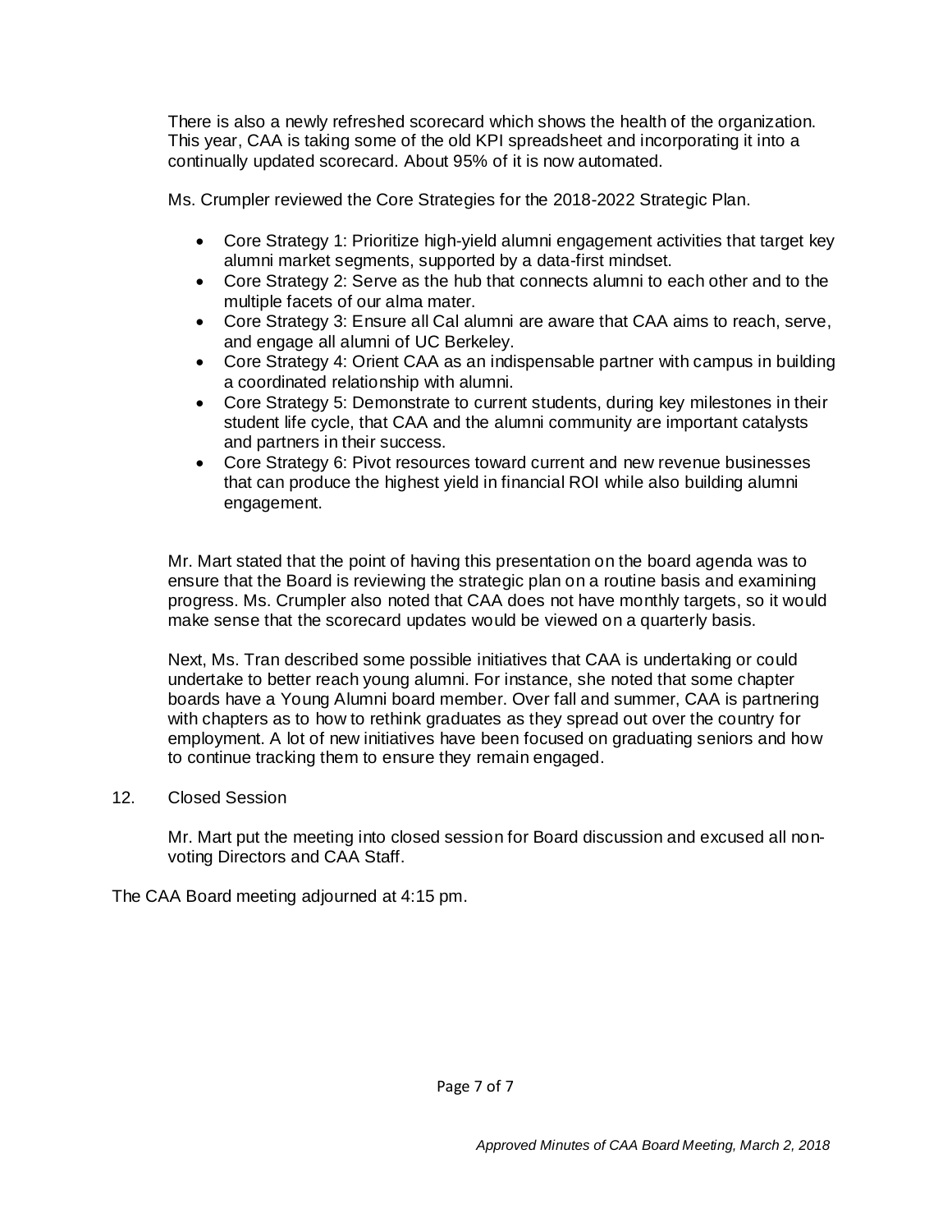There is also a newly refreshed scorecard which shows the health of the organization. This year, CAA is taking some of the old KPI spreadsheet and incorporating it into a continually updated scorecard. About 95% of it is now automated.

Ms. Crumpler reviewed the Core Strategies for the 2018-2022 Strategic Plan.

- Core Strategy 1: Prioritize high-yield alumni engagement activities that target key alumni market segments, supported by a data-first mindset.
- Core Strategy 2: Serve as the hub that connects alumni to each other and to the multiple facets of our alma mater.
- Core Strategy 3: Ensure all Cal alumni are aware that CAA aims to reach, serve, and engage all alumni of UC Berkeley.
- Core Strategy 4: Orient CAA as an indispensable partner with campus in building a coordinated relationship with alumni.
- Core Strategy 5: Demonstrate to current students, during key milestones in their student life cycle, that CAA and the alumni community are important catalysts and partners in their success.
- Core Strategy 6: Pivot resources toward current and new revenue businesses that can produce the highest yield in financial ROI while also building alumni engagement.

Mr. Mart stated that the point of having this presentation on the board agenda was to ensure that the Board is reviewing the strategic plan on a routine basis and examining progress. Ms. Crumpler also noted that CAA does not have monthly targets, so it would make sense that the scorecard updates would be viewed on a quarterly basis.

Next, Ms. Tran described some possible initiatives that CAA is undertaking or could undertake to better reach young alumni. For instance, she noted that some chapter boards have a Young Alumni board member. Over fall and summer, CAA is partnering with chapters as to how to rethink graduates as they spread out over the country for employment. A lot of new initiatives have been focused on graduating seniors and how to continue tracking them to ensure they remain engaged.

12. Closed Session

Mr. Mart put the meeting into closed session for Board discussion and excused all non-voting Directors and CAA Staff.

The CAA Board meeting adjourned at 4:15 pm.

*Approved Minutes of CAA Board Meeting, March 2, 2018*